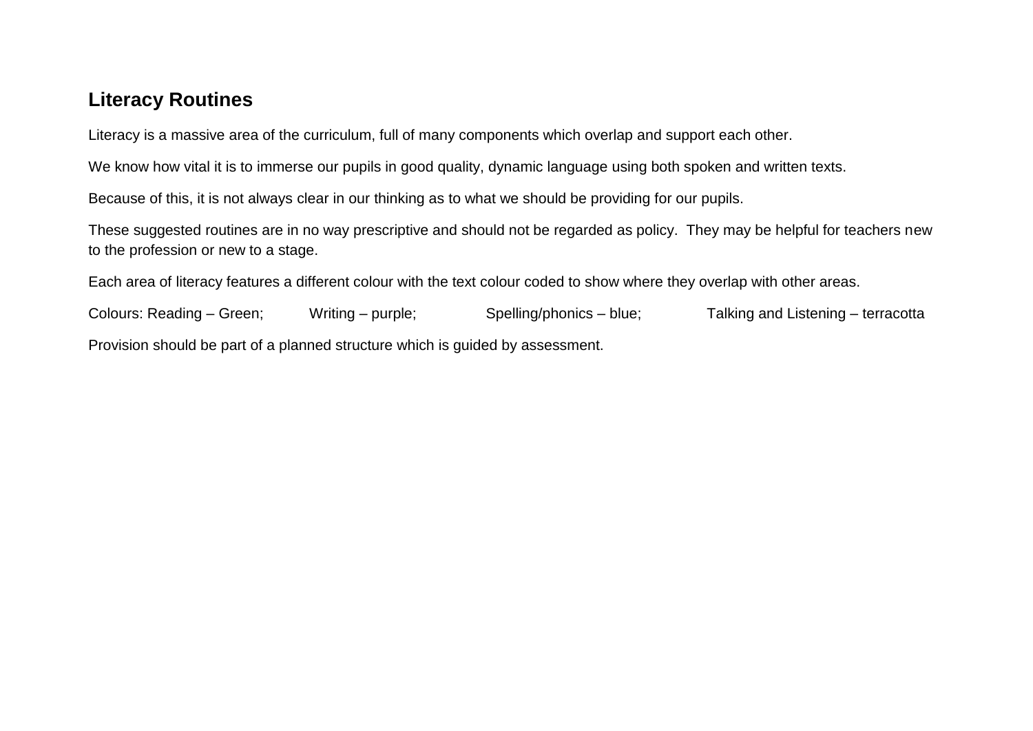## Literacy Routines

Literacy is a massive area of the curriculum, full of many components which overlap and support each other.

We know how vital it is to immerse our pupils in good quality, dynamic language using both spoken and written texts.

Because of this, it is not always clear in our thinking as to what we should be providing for our pupils.

These suggested routines are in no way prescriptive and should not be regarded as policy. They may be helpful for teachers new to the profession or new to a stage.

Each area of literacy features a different colour with the text colour coded to show where they overlap with other areas.

Colours: Reading – Green; Writing – purple; Spelling/phonics – blue; Talking and Listening – terracotta

Provision should be part of a planned structure which is guided by assessment.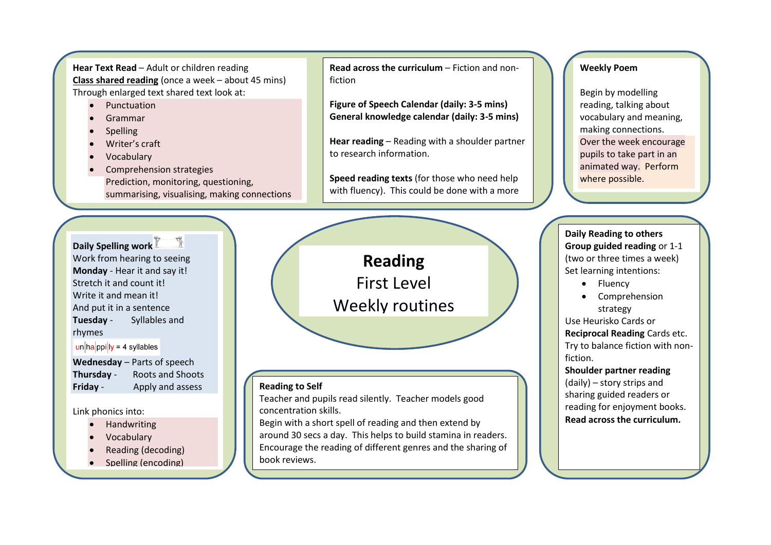# Reading First Level Weekly routines

**Hear Text Read** – Adult or children reading
**Class shared reading** (once a week – about 45 mins)
Through enlarged text shared text look at:

- Punctuation
- Grammar
- Spelling
- Writer's craft
- Vocabulary
- Comprehension strategies
  Prediction, monitoring, questioning, summarising, visualising, making connections

**Read across the curriculum** – Fiction and non-fiction

**Figure of Speech Calendar (daily: 3-5 mins)**
**General knowledge calendar (daily: 3-5 mins)**

**Hear reading** – Reading with a shoulder partner to research information.

**Speed reading texts** (for those who need help with fluency). This could be done with a more

**Weekly Poem**

Begin by modelling reading, talking about vocabulary and meaning, making connections. Over the week encourage pupils to take part in an animated way. Perform where possible.

**Daily Spelling work**
Work from hearing to seeing
**Monday** - Hear it and say it!
Stretch it and count it!
Write it and mean it!
And put it in a sentence
**Tuesday** - Syllables and rhymes

un|ha|ppi|ly = 4 syllables

**Wednesday** – Parts of speech
**Thursday** - Roots and Shoots
**Friday** - Apply and assess

Link phonics into:

- Handwriting
- Vocabulary
- Reading (decoding)
- Spelling (encoding)

**Reading to Self**
Teacher and pupils read silently. Teacher models good concentration skills.
Begin with a short spell of reading and then extend by around 30 secs a day. This helps to build stamina in readers.
Encourage the reading of different genres and the sharing of book reviews.

**Daily Reading to others**
**Group guided reading** or 1-1 (two or three times a week)
Set learning intentions:

- Fluency
- Comprehension strategy

Use Heurisko Cards or **Reciprocal Reading** Cards etc.
Try to balance fiction with non-fiction.
**Shoulder partner reading** (daily) – story strips and sharing guided readers or reading for enjoyment books.
**Read across the curriculum.**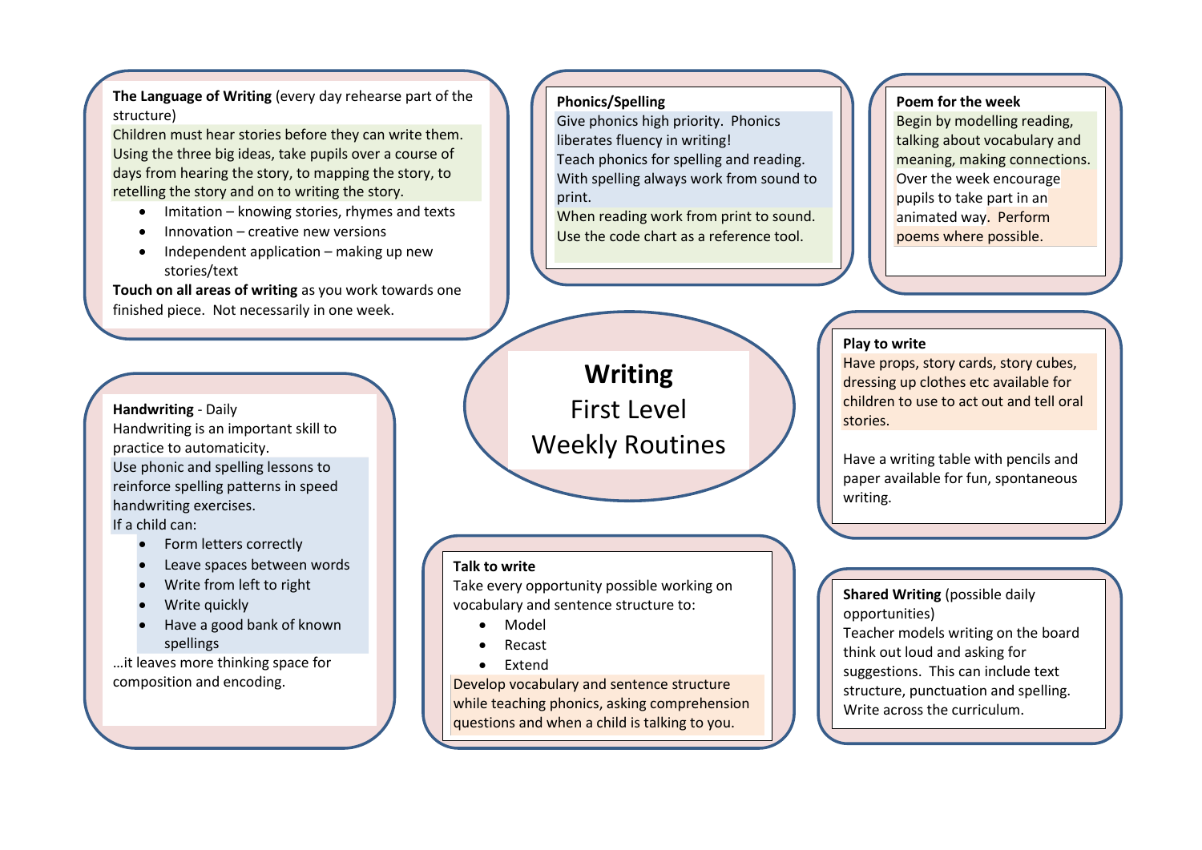# Writing
## First Level Weekly Routines

**The Language of Writing** (every day rehearse part of the structure)
Children must hear stories before they can write them. Using the three big ideas, take pupils over a course of days from hearing the story, to mapping the story, to retelling the story and on to writing the story.

- Imitation – knowing stories, rhymes and texts
- Innovation – creative new versions
- Independent application – making up new stories/text

**Touch on all areas of writing** as you work towards one finished piece. Not necessarily in one week.

**Phonics/Spelling**
Give phonics high priority. Phonics liberates fluency in writing!
Teach phonics for spelling and reading. With spelling always work from sound to print.
When reading work from print to sound. Use the code chart as a reference tool.

**Poem for the week**
Begin by modelling reading, talking about vocabulary and meaning, making connections. Over the week encourage pupils to take part in an animated way. Perform poems where possible.

**Play to write**
Have props, story cards, story cubes, dressing up clothes etc available for children to use to act out and tell oral stories.

Have a writing table with pencils and paper available for fun, spontaneous writing.

**Handwriting** - Daily
Handwriting is an important skill to practice to automaticity.
Use phonic and spelling lessons to reinforce spelling patterns in speed handwriting exercises.
If a child can:

- Form letters correctly
- Leave spaces between words
- Write from left to right
- Write quickly
- Have a good bank of known spellings

…it leaves more thinking space for composition and encoding.

**Talk to write**
Take every opportunity possible working on vocabulary and sentence structure to:

- Model
- Recast
- Extend

Develop vocabulary and sentence structure while teaching phonics, asking comprehension questions and when a child is talking to you.

**Shared Writing** (possible daily opportunities)
Teacher models writing on the board think out loud and asking for suggestions. This can include text structure, punctuation and spelling. Write across the curriculum.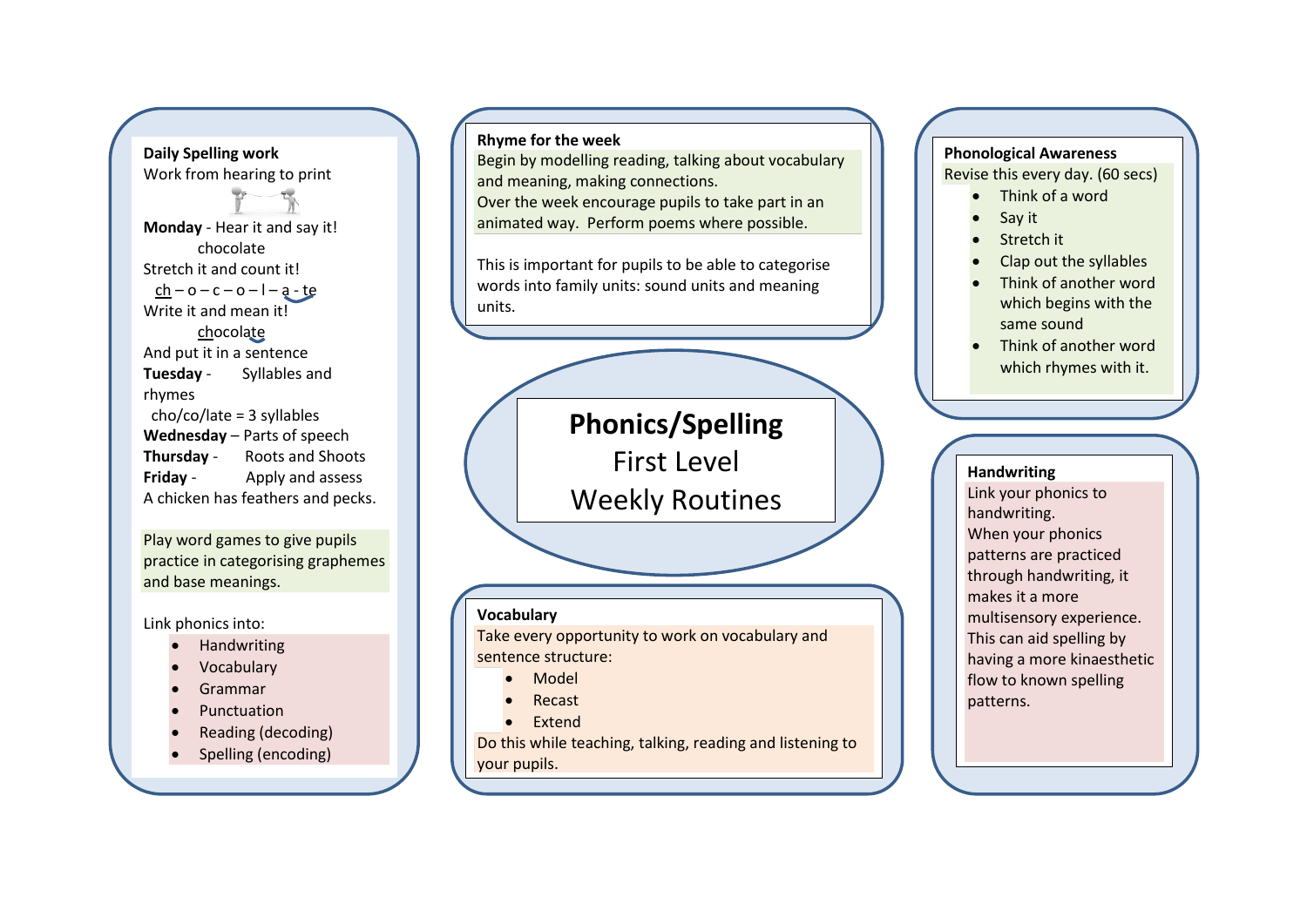# Phonics/Spelling

## First Level

## Weekly Routines

### Daily Spelling work

Work from hearing to print

**Monday** - Hear it and say it!

chocolate

Stretch it and count it!

ch – o – c – o – l – a - te

Write it and mean it!

chocolate

And put it in a sentence

**Tuesday** - Syllables and rhymes

cho/co/late = 3 syllables

**Wednesday** – Parts of speech

**Thursday** - Roots and Shoots

**Friday** - Apply and assess

A chicken has feathers and pecks.

Play word games to give pupils practice in categorising graphemes and base meanings.

Link phonics into:

- Handwriting
- Vocabulary
- Grammar
- Punctuation
- Reading (decoding)
- Spelling (encoding)

### Rhyme for the week

Begin by modelling reading, talking about vocabulary and meaning, making connections.

Over the week encourage pupils to take part in an animated way. Perform poems where possible.

This is important for pupils to be able to categorise words into family units: sound units and meaning units.

### Vocabulary

Take every opportunity to work on vocabulary and sentence structure:

- Model
- Recast
- Extend

Do this while teaching, talking, reading and listening to your pupils.

### Phonological Awareness

Revise this every day. (60 secs)

- Think of a word
- Say it
- Stretch it
- Clap out the syllables
- Think of another word which begins with the same sound
- Think of another word which rhymes with it.

### Handwriting

Link your phonics to handwriting.

When your phonics patterns are practiced through handwriting, it makes it a more multisensory experience.

This can aid spelling by having a more kinaesthetic flow to known spelling patterns.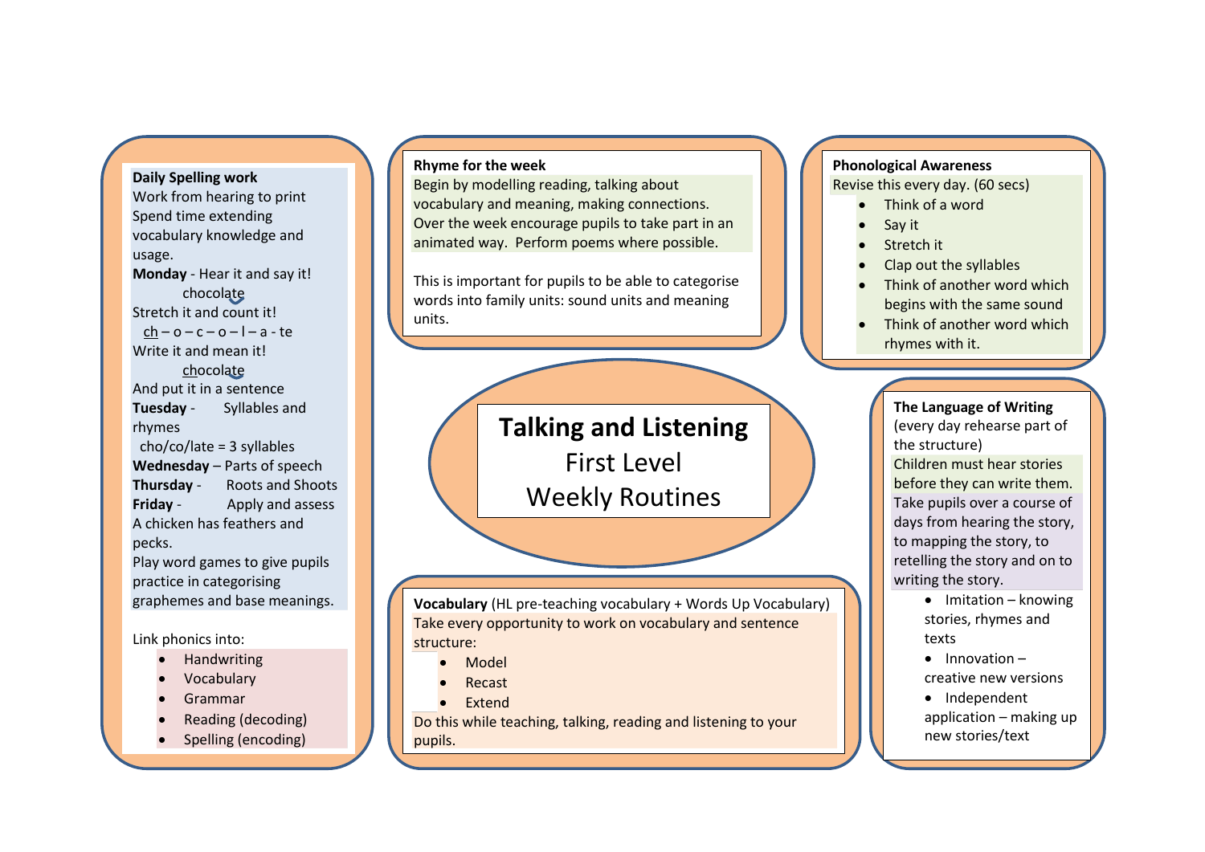# Talking and Listening

First Level

Weekly Routines

## Daily Spelling work

Work from hearing to print

Spend time extending vocabulary knowledge and usage.

**Monday** - Hear it and say it!

chocolate

Stretch it and count it!

ch – o – c – o – l – a - te

Write it and mean it!

chocolate

And put it in a sentence

**Tuesday** - Syllables and rhymes

cho/co/late = 3 syllables

**Wednesday** – Parts of speech

**Thursday** - Roots and Shoots

**Friday** - Apply and assess

A chicken has feathers and pecks.

Play word games to give pupils practice in categorising graphemes and base meanings.

Link phonics into:

- Handwriting
- Vocabulary
- Grammar
- Reading (decoding)
- Spelling (encoding)

## Rhyme for the week

Begin by modelling reading, talking about vocabulary and meaning, making connections. Over the week encourage pupils to take part in an animated way. Perform poems where possible.

This is important for pupils to be able to categorise words into family units: sound units and meaning units.

## Phonological Awareness

Revise this every day. (60 secs)

- Think of a word
- Say it
- Stretch it
- Clap out the syllables
- Think of another word which begins with the same sound
- Think of another word which rhymes with it.

## The Language of Writing

(every day rehearse part of the structure)

Children must hear stories before they can write them.

Take pupils over a course of days from hearing the story, to mapping the story, to retelling the story and on to writing the story.

- Imitation – knowing stories, rhymes and texts
- Innovation – creative new versions
- Independent application – making up new stories/text

## Vocabulary (HL pre-teaching vocabulary + Words Up Vocabulary)

Take every opportunity to work on vocabulary and sentence structure:

- Model
- Recast
- Extend

Do this while teaching, talking, reading and listening to your pupils.